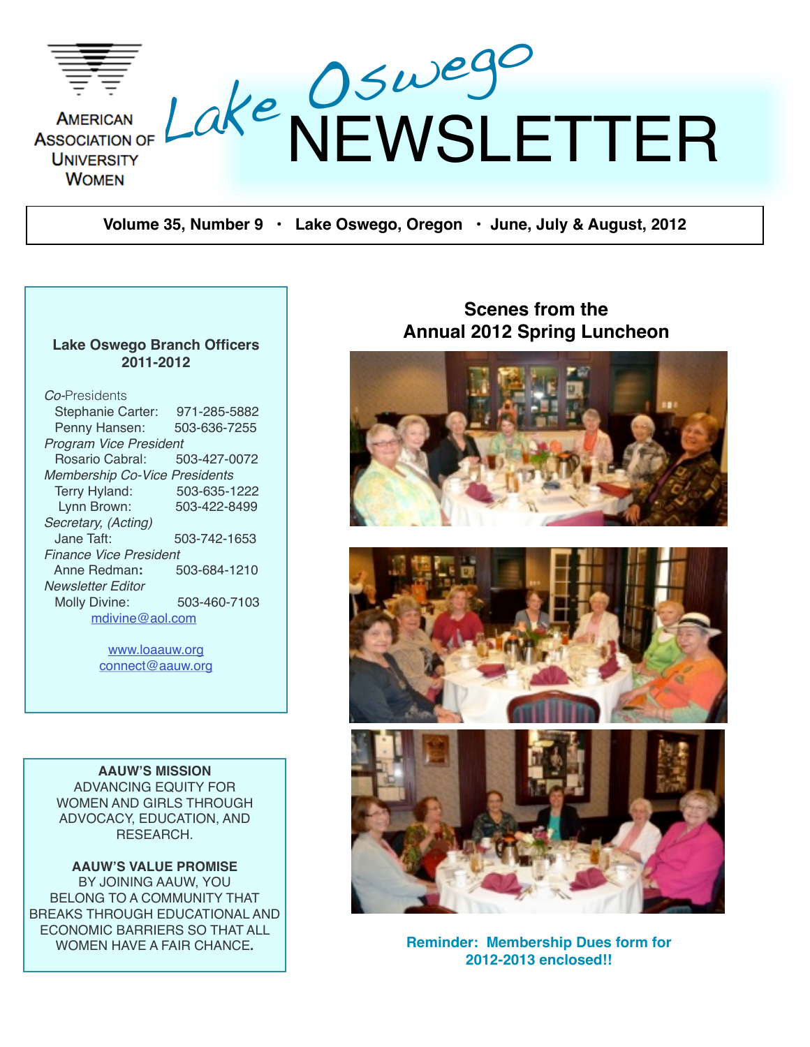American Association of University Women

# Lake Oswego NEWSLETTER

**Volume 35, Number 9 • Lake Oswego, Oregon • June, July & August, 2012**

**Lake Oswego Branch Officers 2011-2012**

*Co-Presidents*
Stephanie Carter: 971-285-5882
Penny Hansen: 503-636-7255

*Program Vice President*
Rosario Cabral: 503-427-0072

*Membership Co-Vice Presidents*
Terry Hyland: 503-635-1222
Lynn Brown: 503-422-8499

*Secretary, (Acting)*
Jane Taft: 503-742-1653

*Finance Vice President*
Anne Redman**:** 503-684-1210

*Newsletter Editor*
Molly Divine: 503-460-7103
mdivine@aol.com

www.loaauw.org
connect@aauw.org

**AAUW'S MISSION**
ADVANCING EQUITY FOR WOMEN AND GIRLS THROUGH ADVOCACY, EDUCATION, AND RESEARCH.

**AAUW'S VALUE PROMISE**
BY JOINING AAUW, YOU BELONG TO A COMMUNITY THAT BREAKS THROUGH EDUCATIONAL AND ECONOMIC BARRIERS SO THAT ALL WOMEN HAVE A FAIR CHANCE**.**

## Scenes from the Annual 2012 Spring Luncheon

**Reminder: Membership Dues form for 2012-2013 enclosed!!**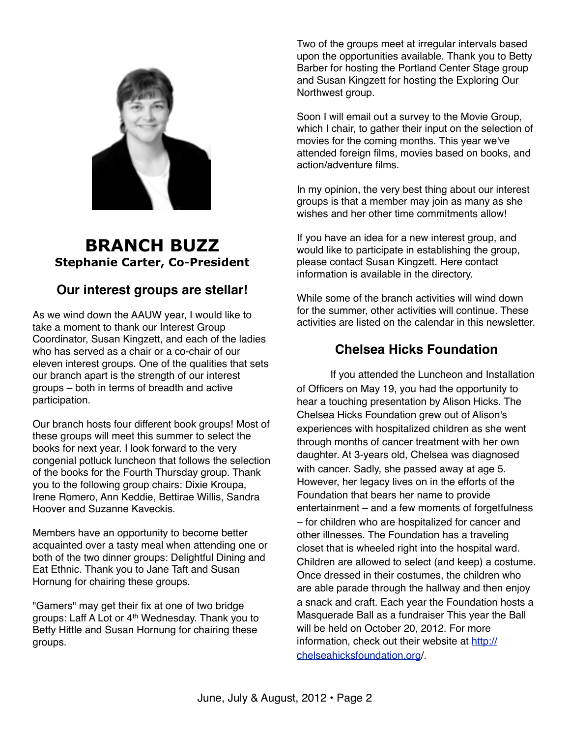## BRANCH BUZZ

**Stephanie Carter, Co-President**

### Our interest groups are stellar!

As we wind down the AAUW year, I would like to take a moment to thank our Interest Group Coordinator, Susan Kingzett, and each of the ladies who has served as a chair or a co-chair of our eleven interest groups. One of the qualities that sets our branch apart is the strength of our interest groups – both in terms of breadth and active participation.

Our branch hosts four different book groups! Most of these groups will meet this summer to select the books for next year. I look forward to the very congenial potluck luncheon that follows the selection of the books for the Fourth Thursday group. Thank you to the following group chairs: Dixie Kroupa, Irene Romero, Ann Keddie, Bettirae Willis, Sandra Hoover and Suzanne Kaveckis.

Members have an opportunity to become better acquainted over a tasty meal when attending one or both of the two dinner groups: Delightful Dining and Eat Ethnic. Thank you to Jane Taft and Susan Hornung for chairing these groups.

"Gamers" may get their fix at one of two bridge groups: Laff A Lot or 4th Wednesday. Thank you to Betty Hittle and Susan Hornung for chairing these groups.

Two of the groups meet at irregular intervals based upon the opportunities available. Thank you to Betty Barber for hosting the Portland Center Stage group and Susan Kingzett for hosting the Exploring Our Northwest group.

Soon I will email out a survey to the Movie Group, which I chair, to gather their input on the selection of movies for the coming months. This year we've attended foreign films, movies based on books, and action/adventure films.

In my opinion, the very best thing about our interest groups is that a member may join as many as she wishes and her other time commitments allow!

If you have an idea for a new interest group, and would like to participate in establishing the group, please contact Susan Kingzett. Here contact information is available in the directory.

While some of the branch activities will wind down for the summer, other activities will continue. These activities are listed on the calendar in this newsletter.

### Chelsea Hicks Foundation

If you attended the Luncheon and Installation of Officers on May 19, you had the opportunity to hear a touching presentation by Alison Hicks. The Chelsea Hicks Foundation grew out of Alison's experiences with hospitalized children as she went through months of cancer treatment with her own daughter. At 3-years old, Chelsea was diagnosed with cancer. Sadly, she passed away at age 5. However, her legacy lives on in the efforts of the Foundation that bears her name to provide entertainment – and a few moments of forgetfulness – for children who are hospitalized for cancer and other illnesses. The Foundation has a traveling closet that is wheeled right into the hospital ward. Children are allowed to select (and keep) a costume. Once dressed in their costumes, the children who are able parade through the hallway and then enjoy a snack and craft. Each year the Foundation hosts a Masquerade Ball as a fundraiser This year the Ball will be held on October 20, 2012. For more information, check out their website at http://chelseahicksfoundation.org/.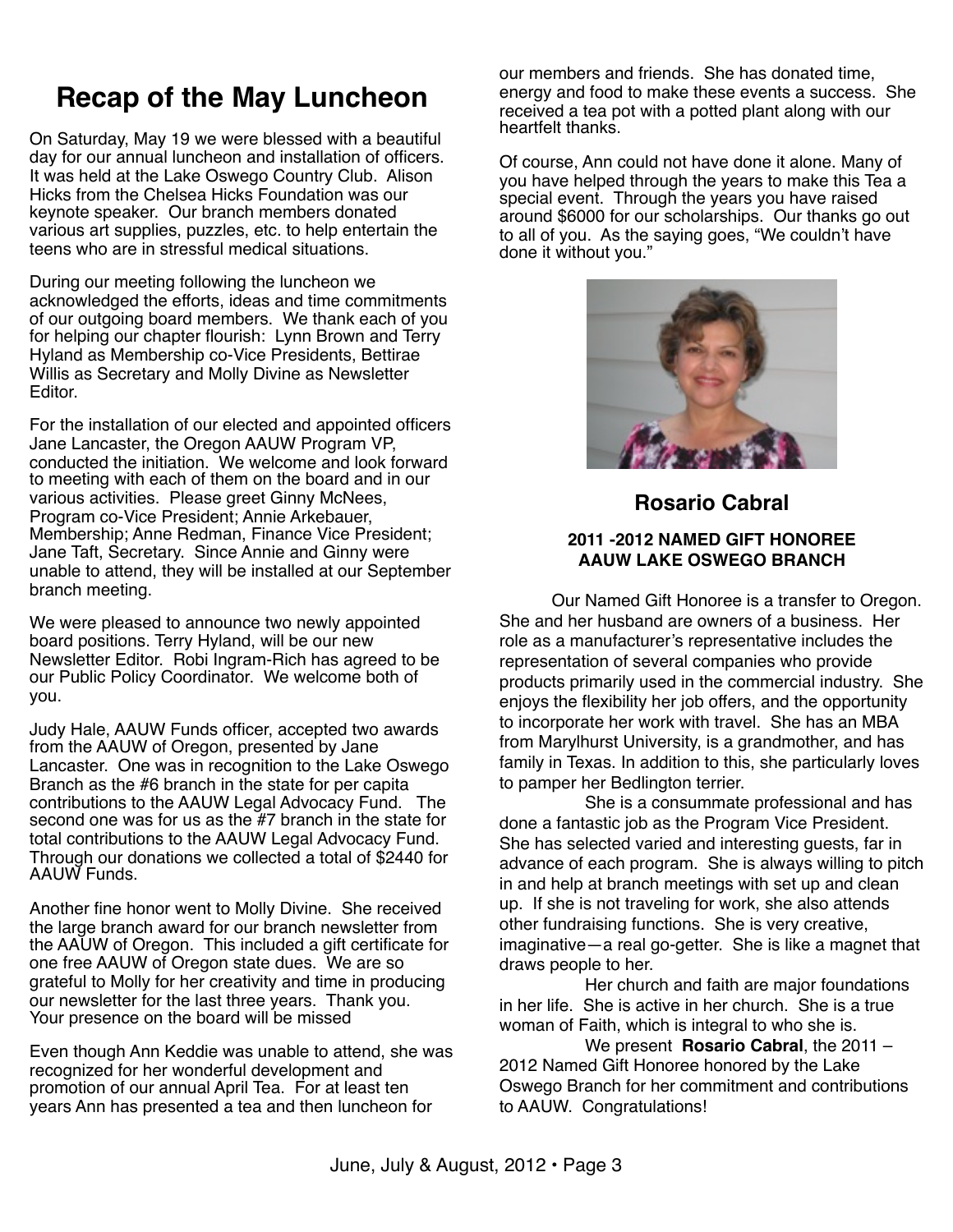# Recap of the May Luncheon

On Saturday, May 19 we were blessed with a beautiful day for our annual luncheon and installation of officers. It was held at the Lake Oswego Country Club. Alison Hicks from the Chelsea Hicks Foundation was our keynote speaker. Our branch members donated various art supplies, puzzles, etc. to help entertain the teens who are in stressful medical situations.

During our meeting following the luncheon we acknowledged the efforts, ideas and time commitments of our outgoing board members. We thank each of you for helping our chapter flourish: Lynn Brown and Terry Hyland as Membership co-Vice Presidents, Bettirae Willis as Secretary and Molly Divine as Newsletter Editor.

For the installation of our elected and appointed officers Jane Lancaster, the Oregon AAUW Program VP, conducted the initiation. We welcome and look forward to meeting with each of them on the board and in our various activities. Please greet Ginny McNees, Program co-Vice President; Annie Arkebauer, Membership; Anne Redman, Finance Vice President; Jane Taft, Secretary. Since Annie and Ginny were unable to attend, they will be installed at our September branch meeting.

We were pleased to announce two newly appointed board positions. Terry Hyland, will be our new Newsletter Editor. Robi Ingram-Rich has agreed to be our Public Policy Coordinator. We welcome both of you.

Judy Hale, AAUW Funds officer, accepted two awards from the AAUW of Oregon, presented by Jane Lancaster. One was in recognition to the Lake Oswego Branch as the #6 branch in the state for per capita contributions to the AAUW Legal Advocacy Fund. The second one was for us as the #7 branch in the state for total contributions to the AAUW Legal Advocacy Fund. Through our donations we collected a total of $2440 for AAUW Funds.

Another fine honor went to Molly Divine. She received the large branch award for our branch newsletter from the AAUW of Oregon. This included a gift certificate for one free AAUW of Oregon state dues. We are so grateful to Molly for her creativity and time in producing our newsletter for the last three years. Thank you. Your presence on the board will be missed

Even though Ann Keddie was unable to attend, she was recognized for her wonderful development and promotion of our annual April Tea. For at least ten years Ann has presented a tea and then luncheon for our members and friends. She has donated time, energy and food to make these events a success. She received a tea pot with a potted plant along with our heartfelt thanks.

Of course, Ann could not have done it alone. Many of you have helped through the years to make this Tea a special event. Through the years you have raised around $6000 for our scholarships. Our thanks go out to all of you. As the saying goes, "We couldn't have done it without you."

### Rosario Cabral

**2011 -2012 NAMED GIFT HONOREE**
**AAUW LAKE OSWEGO BRANCH**

Our Named Gift Honoree is a transfer to Oregon. She and her husband are owners of a business. Her role as a manufacturer's representative includes the representation of several companies who provide products primarily used in the commercial industry. She enjoys the flexibility her job offers, and the opportunity to incorporate her work with travel. She has an MBA from Marylhurst University, is a grandmother, and has family in Texas. In addition to this, she particularly loves to pamper her Bedlington terrier.

She is a consummate professional and has done a fantastic job as the Program Vice President. She has selected varied and interesting guests, far in advance of each program. She is always willing to pitch in and help at branch meetings with set up and clean up. If she is not traveling for work, she also attends other fundraising functions. She is very creative, imaginative—a real go-getter. She is like a magnet that draws people to her.

Her church and faith are major foundations in her life. She is active in her church. She is a true woman of Faith, which is integral to who she is.

We present **Rosario Cabral**, the 2011 – 2012 Named Gift Honoree honored by the Lake Oswego Branch for her commitment and contributions to AAUW. Congratulations!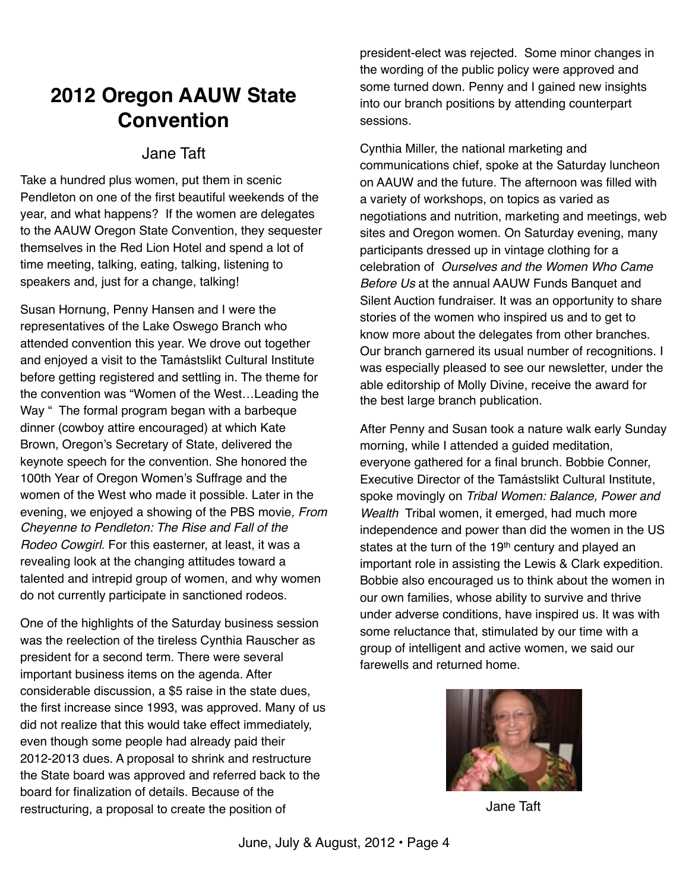## 2012 Oregon AAUW State Convention

Jane Taft

Take a hundred plus women, put them in scenic Pendleton on one of the first beautiful weekends of the year, and what happens? If the women are delegates to the AAUW Oregon State Convention, they sequester themselves in the Red Lion Hotel and spend a lot of time meeting, talking, eating, talking, listening to speakers and, just for a change, talking!

Susan Hornung, Penny Hansen and I were the representatives of the Lake Oswego Branch who attended convention this year. We drove out together and enjoyed a visit to the Tamástslikt Cultural Institute before getting registered and settling in. The theme for the convention was "Women of the West…Leading the Way " The formal program began with a barbeque dinner (cowboy attire encouraged) at which Kate Brown, Oregon's Secretary of State, delivered the keynote speech for the convention. She honored the 100th Year of Oregon Women's Suffrage and the women of the West who made it possible. Later in the evening, we enjoyed a showing of the PBS movie*, From Cheyenne to Pendleton: The Rise and Fall of the Rodeo Cowgirl*. For this easterner, at least, it was a revealing look at the changing attitudes toward a talented and intrepid group of women, and why women do not currently participate in sanctioned rodeos.

One of the highlights of the Saturday business session was the reelection of the tireless Cynthia Rauscher as president for a second term. There were several important business items on the agenda. After considerable discussion, a $5 raise in the state dues, the first increase since 1993, was approved. Many of us did not realize that this would take effect immediately, even though some people had already paid their 2012-2013 dues. A proposal to shrink and restructure the State board was approved and referred back to the board for finalization of details. Because of the restructuring, a proposal to create the position of president-elect was rejected. Some minor changes in the wording of the public policy were approved and some turned down. Penny and I gained new insights into our branch positions by attending counterpart sessions.

Cynthia Miller, the national marketing and communications chief, spoke at the Saturday luncheon on AAUW and the future. The afternoon was filled with a variety of workshops, on topics as varied as negotiations and nutrition, marketing and meetings, web sites and Oregon women. On Saturday evening, many participants dressed up in vintage clothing for a celebration of *Ourselves and the Women Who Came Before Us* at the annual AAUW Funds Banquet and Silent Auction fundraiser. It was an opportunity to share stories of the women who inspired us and to get to know more about the delegates from other branches. Our branch garnered its usual number of recognitions. I was especially pleased to see our newsletter, under the able editorship of Molly Divine, receive the award for the best large branch publication.

After Penny and Susan took a nature walk early Sunday morning, while I attended a guided meditation, everyone gathered for a final brunch. Bobbie Conner, Executive Director of the Tamástslikt Cultural Institute, spoke movingly on *Tribal Women: Balance, Power and Wealth* Tribal women, it emerged, had much more independence and power than did the women in the US states at the turn of the 19th century and played an important role in assisting the Lewis & Clark expedition. Bobbie also encouraged us to think about the women in our own families, whose ability to survive and thrive under adverse conditions, have inspired us. It was with some reluctance that, stimulated by our time with a group of intelligent and active women, we said our farewells and returned home.

Jane Taft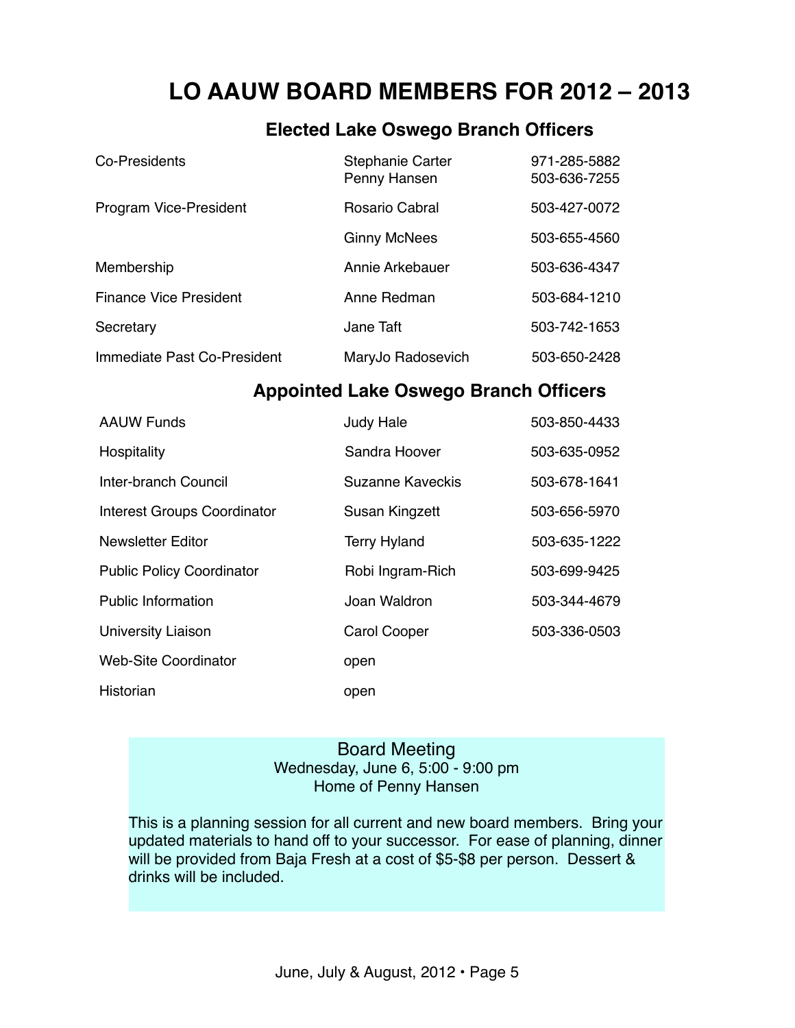# LO AAUW BOARD MEMBERS FOR 2012 – 2013

## Elected Lake Oswego Branch Officers

| Position | Name | Phone |
|---|---|---|
| Co-Presidents | Stephanie Carter | 971-285-5882 |
| | Penny Hansen | 503-636-7255 |
| Program Vice-President | Rosario Cabral | 503-427-0072 |
| | Ginny McNees | 503-655-4560 |
| Membership | Annie Arkebauer | 503-636-4347 |
| Finance Vice President | Anne Redman | 503-684-1210 |
| Secretary | Jane Taft | 503-742-1653 |
| Immediate Past Co-President | MaryJo Radosevich | 503-650-2428 |

## Appointed Lake Oswego Branch Officers

| Position | Name | Phone |
|---|---|---|
| AAUW Funds | Judy Hale | 503-850-4433 |
| Hospitality | Sandra Hoover | 503-635-0952 |
| Inter-branch Council | Suzanne Kaveckis | 503-678-1641 |
| Interest Groups Coordinator | Susan Kingzett | 503-656-5970 |
| Newsletter Editor | Terry Hyland | 503-635-1222 |
| Public Policy Coordinator | Robi Ingram-Rich | 503-699-9425 |
| Public Information | Joan Waldron | 503-344-4679 |
| University Liaison | Carol Cooper | 503-336-0503 |
| Web-Site Coordinator | open | |
| Historian | open | |

**Board Meeting**
Wednesday, June 6, 5:00 - 9:00 pm
Home of Penny Hansen

This is a planning session for all current and new board members. Bring your updated materials to hand off to your successor. For ease of planning, dinner will be provided from Baja Fresh at a cost of $5-$8 per person. Dessert & drinks will be included.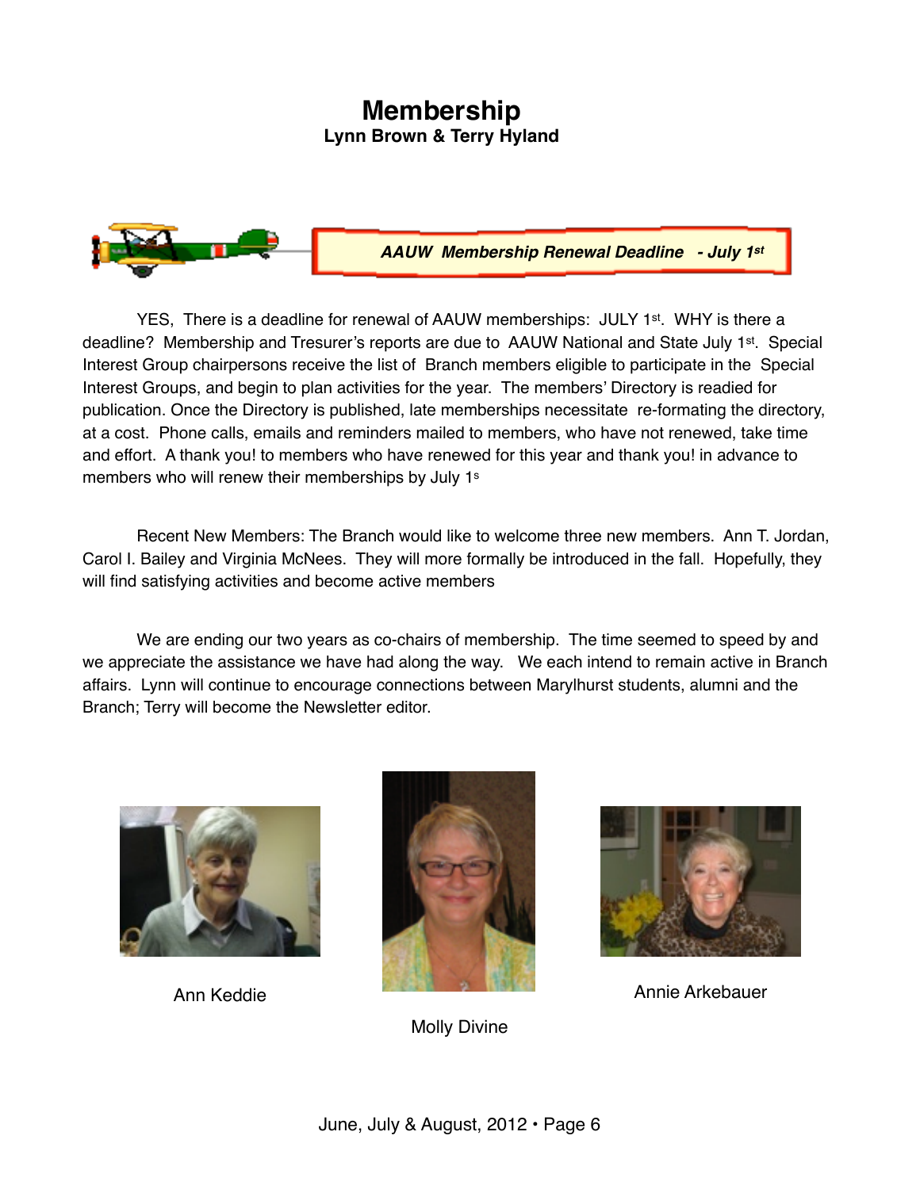# Membership

**Lynn Brown & Terry Hyland**

***AAUW Membership Renewal Deadline - July 1st***

YES, There is a deadline for renewal of AAUW memberships: JULY 1st. WHY is there a deadline? Membership and Tresurer's reports are due to AAUW National and State July 1st. Special Interest Group chairpersons receive the list of Branch members eligible to participate in the Special Interest Groups, and begin to plan activities for the year. The members' Directory is readied for publication. Once the Directory is published, late memberships necessitate re-formating the directory, at a cost. Phone calls, emails and reminders mailed to members, who have not renewed, take time and effort. A thank you! to members who have renewed for this year and thank you! in advance to members who will renew their memberships by July 1s

Recent New Members: The Branch would like to welcome three new members. Ann T. Jordan, Carol I. Bailey and Virginia McNees. They will more formally be introduced in the fall. Hopefully, they will find satisfying activities and become active members

We are ending our two years as co-chairs of membership. The time seemed to speed by and we appreciate the assistance we have had along the way. We each intend to remain active in Branch affairs. Lynn will continue to encourage connections between Marylhurst students, alumni and the Branch; Terry will become the Newsletter editor.

Ann Keddie

Molly Divine

Annie Arkebauer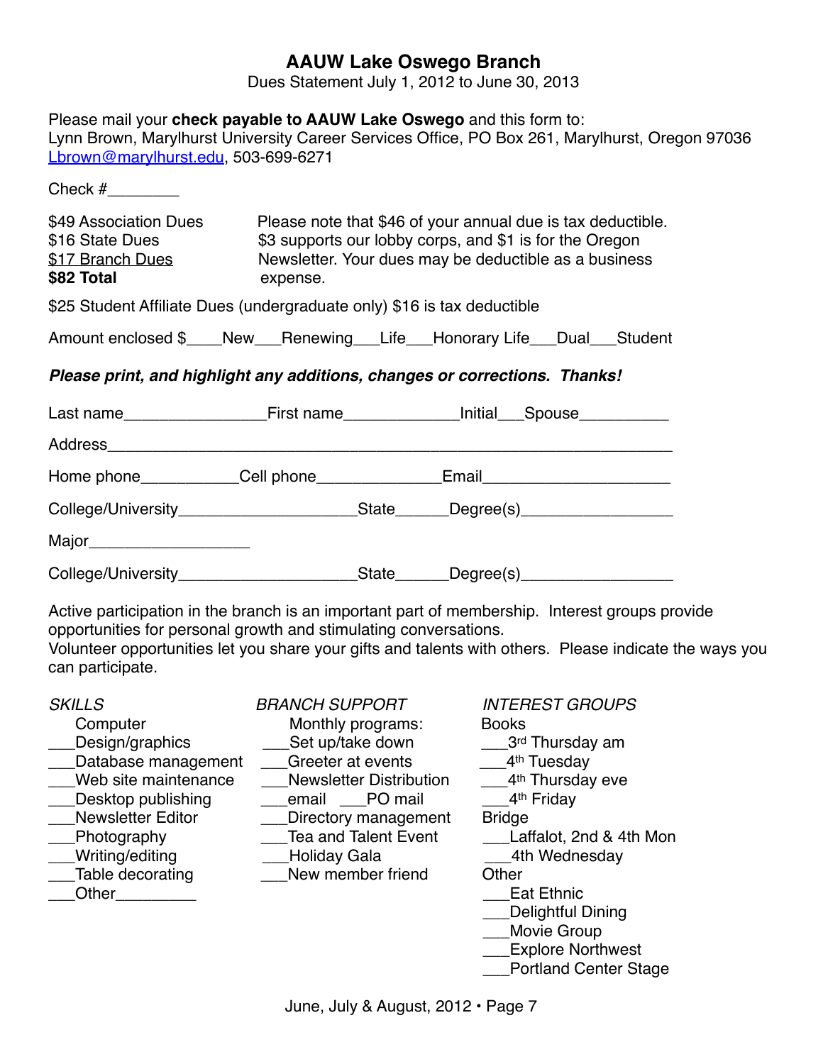# AAUW Lake Oswego Branch

Dues Statement July 1, 2012 to June 30, 2013

Please mail your **check payable to AAUW Lake Oswego** and this form to:
Lynn Brown, Marylhurst University Career Services Office, PO Box 261, Marylhurst, Oregon 97036
Lbrown@marylhurst.edu, 503-699-6271

Check #________

$49 Association Dues
$16 State Dues
$17 Branch Dues
**$82 Total**

Please note that $46 of your annual due is tax deductible. $3 supports our lobby corps, and $1 is for the Oregon Newsletter. Your dues may be deductible as a business expense.

$25 Student Affiliate Dues (undergraduate only) $16 is tax deductible

Amount enclosed $____New___Renewing___Life___Honorary Life___Dual___Student

***Please print, and highlight any additions, changes or corrections. Thanks!***

Last name________________First name_____________Initial___Spouse__________

Address_____________________________________________________________

Home phone___________Cell phone______________Email_____________________

College/University____________________State______Degree(s)_________________

Major__________________

College/University____________________State______Degree(s)_________________

Active participation in the branch is an important part of membership. Interest groups provide opportunities for personal growth and stimulating conversations.
Volunteer opportunities let you share your gifts and talents with others. Please indicate the ways you can participate.

*SKILLS*

Computer
___Design/graphics
___Database management
___Web site maintenance
___Desktop publishing
___Newsletter Editor
___Photography
___Writing/editing
___Table decorating
___Other_________

*BRANCH SUPPORT*

Monthly programs:
___Set up/take down
___Greeter at events
___Newsletter Distribution
___email ___PO mail
___Directory management
___Tea and Talent Event
___Holiday Gala
___New member friend

*INTEREST GROUPS*

Books
___3rd Thursday am
___4th Tuesday
___4th Thursday eve
___4th Friday

Bridge
___Laffalot, 2nd & 4th Mon
___4th Wednesday

Other
___Eat Ethnic
___Delightful Dining
___Movie Group
___Explore Northwest
___Portland Center Stage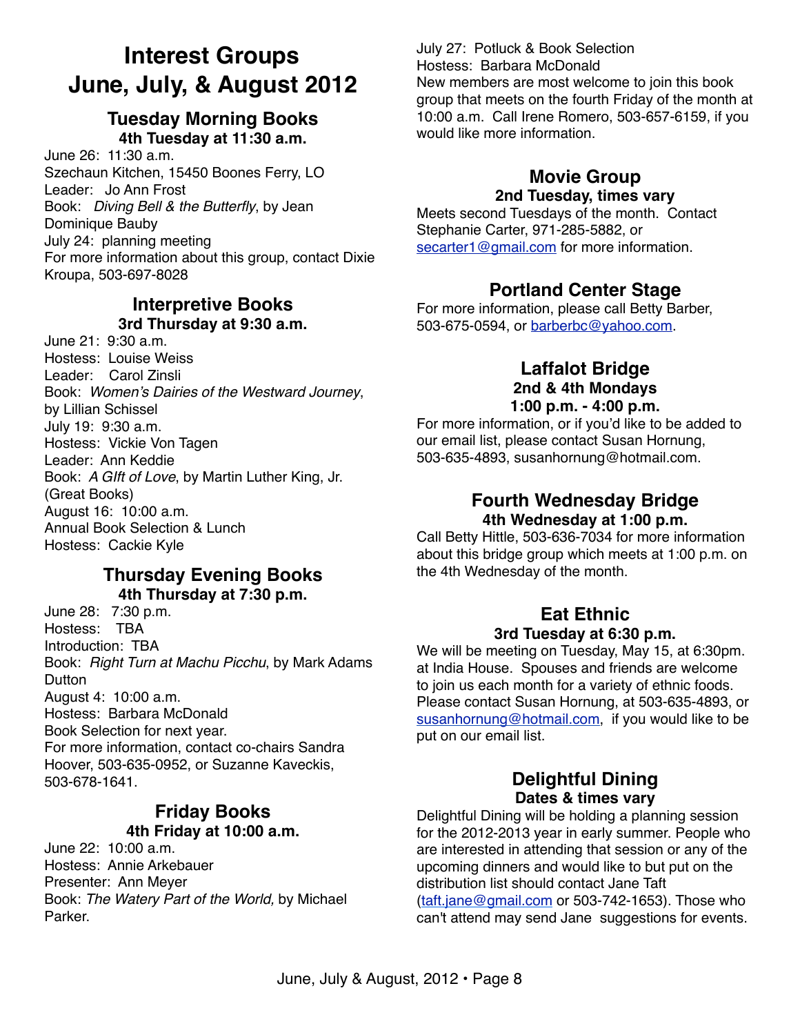# Interest Groups June, July, & August 2012

## Tuesday Morning Books

**4th Tuesday at 11:30 a.m.**

June 26: 11:30 a.m.
Szechaun Kitchen, 15450 Boones Ferry, LO
Leader: Jo Ann Frost
Book: *Diving Bell & the Butterfly*, by Jean Dominique Bauby
July 24: planning meeting
For more information about this group, contact Dixie Kroupa, 503-697-8028

## Interpretive Books

**3rd Thursday at 9:30 a.m.**

June 21: 9:30 a.m.
Hostess: Louise Weiss
Leader: Carol Zinsli
Book: *Women's Dairies of the Westward Journey*, by Lillian Schissel
July 19: 9:30 a.m.
Hostess: Vickie Von Tagen
Leader: Ann Keddie
Book: *A GIft of Love*, by Martin Luther King, Jr. (Great Books)
August 16: 10:00 a.m.
Annual Book Selection & Lunch
Hostess: Cackie Kyle

## Thursday Evening Books

**4th Thursday at 7:30 p.m.**

June 28: 7:30 p.m.
Hostess: TBA
Introduction: TBA
Book: *Right Turn at Machu Picchu*, by Mark Adams Dutton
August 4: 10:00 a.m.
Hostess: Barbara McDonald
Book Selection for next year.
For more information, contact co-chairs Sandra Hoover, 503-635-0952, or Suzanne Kaveckis, 503-678-1641.

## Friday Books

**4th Friday at 10:00 a.m.**

June 22: 10:00 a.m.
Hostess: Annie Arkebauer
Presenter: Ann Meyer
Book: *The Watery Part of the World,* by Michael Parker.
July 27: Potluck & Book Selection
Hostess: Barbara McDonald
New members are most welcome to join this book group that meets on the fourth Friday of the month at 10:00 a.m. Call Irene Romero, 503-657-6159, if you would like more information.

## Movie Group

**2nd Tuesday, times vary**

Meets second Tuesdays of the month. Contact Stephanie Carter, 971-285-5882, or secarter1@gmail.com for more information.

## Portland Center Stage

For more information, please call Betty Barber, 503-675-0594, or barberbc@yahoo.com.

## Laffalot Bridge

**2nd & 4th Mondays**
**1:00 p.m. - 4:00 p.m.**

For more information, or if you'd like to be added to our email list, please contact Susan Hornung, 503-635-4893, susanhornung@hotmail.com.

## Fourth Wednesday Bridge

**4th Wednesday at 1:00 p.m.**

Call Betty Hittle, 503-636-7034 for more information about this bridge group which meets at 1:00 p.m. on the 4th Wednesday of the month.

## Eat Ethnic

**3rd Tuesday at 6:30 p.m.**

We will be meeting on Tuesday, May 15, at 6:30pm. at India House. Spouses and friends are welcome to join us each month for a variety of ethnic foods. Please contact Susan Hornung, at 503-635-4893, or susanhornung@hotmail.com, if you would like to be put on our email list.

## Delightful Dining

**Dates & times vary**

Delightful Dining will be holding a planning session for the 2012-2013 year in early summer. People who are interested in attending that session or any of the upcoming dinners and would like to but put on the distribution list should contact Jane Taft (taft.jane@gmail.com or 503-742-1653). Those who can't attend may send Jane suggestions for events.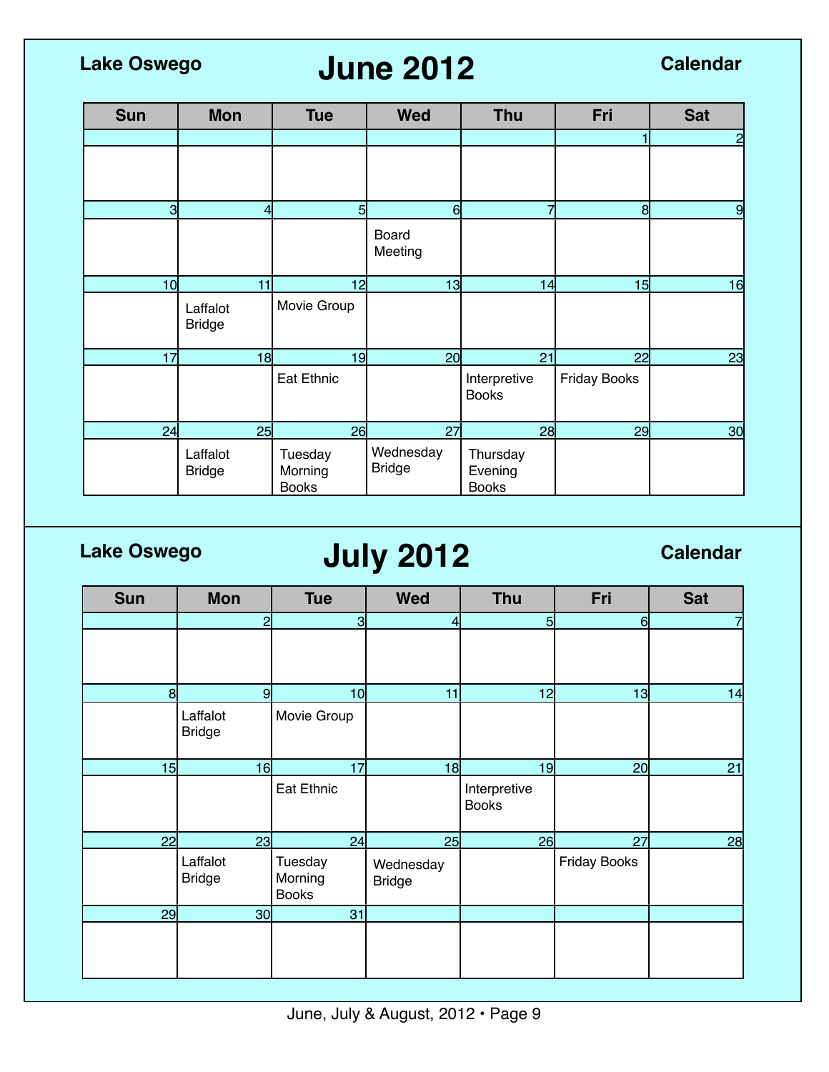## Lake Oswego — June 2012 — Calendar

| Sun | Mon | Tue | Wed | Thu | Fri | Sat |
|---|---|---|---|---|---|---|
| | | | | | 1 | 2 |
| 3 | 4 | 5 | 6 Board Meeting | 7 | 8 | 9 |
| 10 | 11 Laffalot Bridge | 12 Movie Group | 13 | 14 | 15 | 16 |
| 17 | 18 | 19 Eat Ethnic | 20 | 21 Interpretive Books | 22 Friday Books | 23 |
| 24 | 25 Laffalot Bridge | 26 Tuesday Morning Books | 27 Wednesday Bridge | 28 Thursday Evening Books | 29 | 30 |

## Lake Oswego — July 2012 — Calendar

| Sun | Mon | Tue | Wed | Thu | Fri | Sat |
|---|---|---|---|---|---|---|
| | 2 | 3 | 4 | 5 | 6 | 7 |
| 8 | 9 Laffalot Bridge | 10 Movie Group | 11 | 12 | 13 | 14 |
| 15 | 16 | 17 Eat Ethnic | 18 | 19 Interpretive Books | 20 | 21 |
| 22 | 23 Laffalot Bridge | 24 Tuesday Morning Books | 25 Wednesday Bridge | 26 | 27 Friday Books | 28 |
| 29 | 30 | 31 | | | | |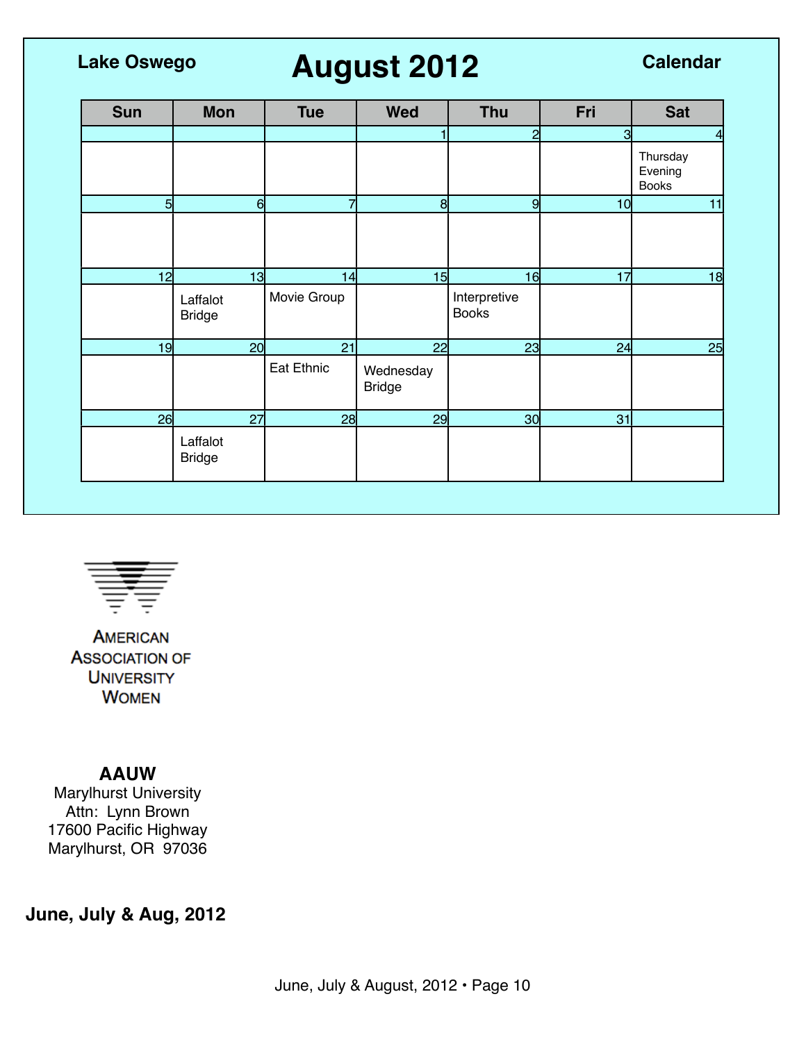**Lake Oswego** **August 2012** **Calendar**

| Sun | Mon | Tue | Wed | Thu | Fri | Sat |
|---|---|---|---|---|---|---|
| | | | 1 | 2 | 3 | 4 Thursday Evening Books |
| 5 | 6 | 7 | 8 | 9 | 10 | 11 |
| 12 | 13 Laffalot Bridge | 14 Movie Group | 15 | 16 Interpretive Books | 17 | 18 |
| 19 | 20 | 21 Eat Ethnic | 22 Wednesday Bridge | 23 | 24 | 25 |
| 26 | 27 Laffalot Bridge | 28 | 29 | 30 | 31 | |

AMERICAN ASSOCIATION OF UNIVERSITY WOMEN

**AAUW**
Marylhurst University
Attn: Lynn Brown
17600 Pacific Highway
Marylhurst, OR 97036

**June, July & Aug, 2012**